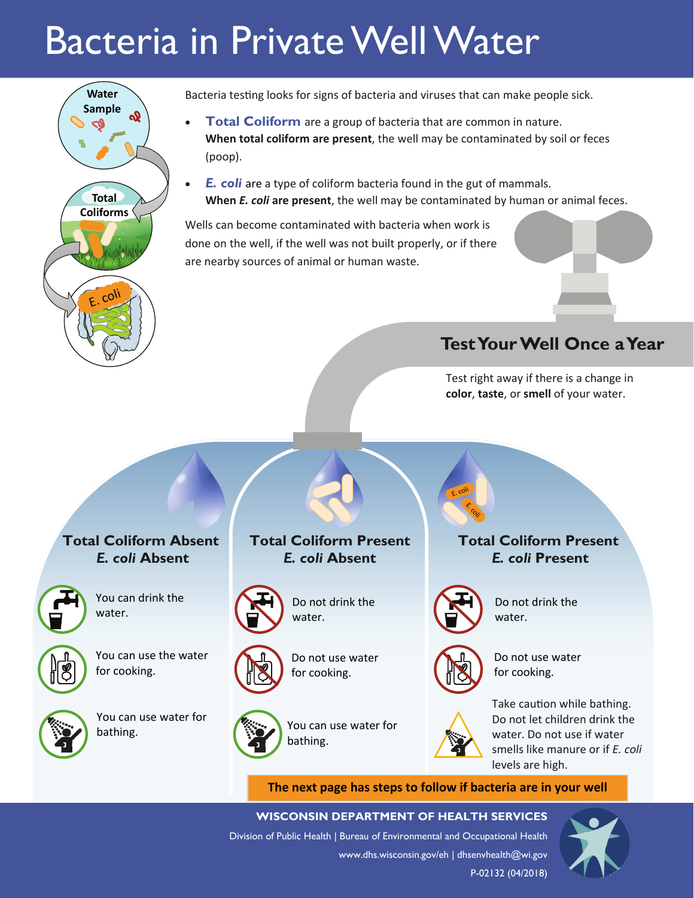# Bacteria in Private Well Water

Water Sample

Total Coliforms

E. coli

Bacteria testing looks for signs of bacteria and viruses that can make people sick.

- **Total Coliform** are a group of bacteria that are common in nature.
  **When total coliform are present**, the well may be contaminated by soil or feces (poop).
- ***E. coli*** are a type of coliform bacteria found in the gut of mammals.
  **When *E. coli* are present**, the well may be contaminated by human or animal feces.

Wells can become contaminated with bacteria when work is done on the well, if the well was not built properly, or if there are nearby sources of animal or human waste.

## Test Your Well Once a Year

Test right away if there is a change in **color**, **taste**, or **smell** of your water.

### Total Coliform Absent *E. coli* Absent

- You can drink the water.
- You can use the water for cooking.
- You can use water for bathing.

### Total Coliform Present *E. coli* Absent

- Do not drink the water.
- Do not use water for cooking.
- You can use water for bathing.

### Total Coliform Present *E. coli* Present

- Do not drink the water.
- Do not use water for cooking.
- Take caution while bathing. Do not let children drink the water. Do not use if water smells like manure or if *E. coli* levels are high.

**The next page has steps to follow if bacteria are in your well**

**WISCONSIN DEPARTMENT OF HEALTH SERVICES**

Division of Public Health | Bureau of Environmental and Occupational Health

www.dhs.wisconsin.gov/eh | dhsenvhealth@wi.gov

P-02132 (04/2018)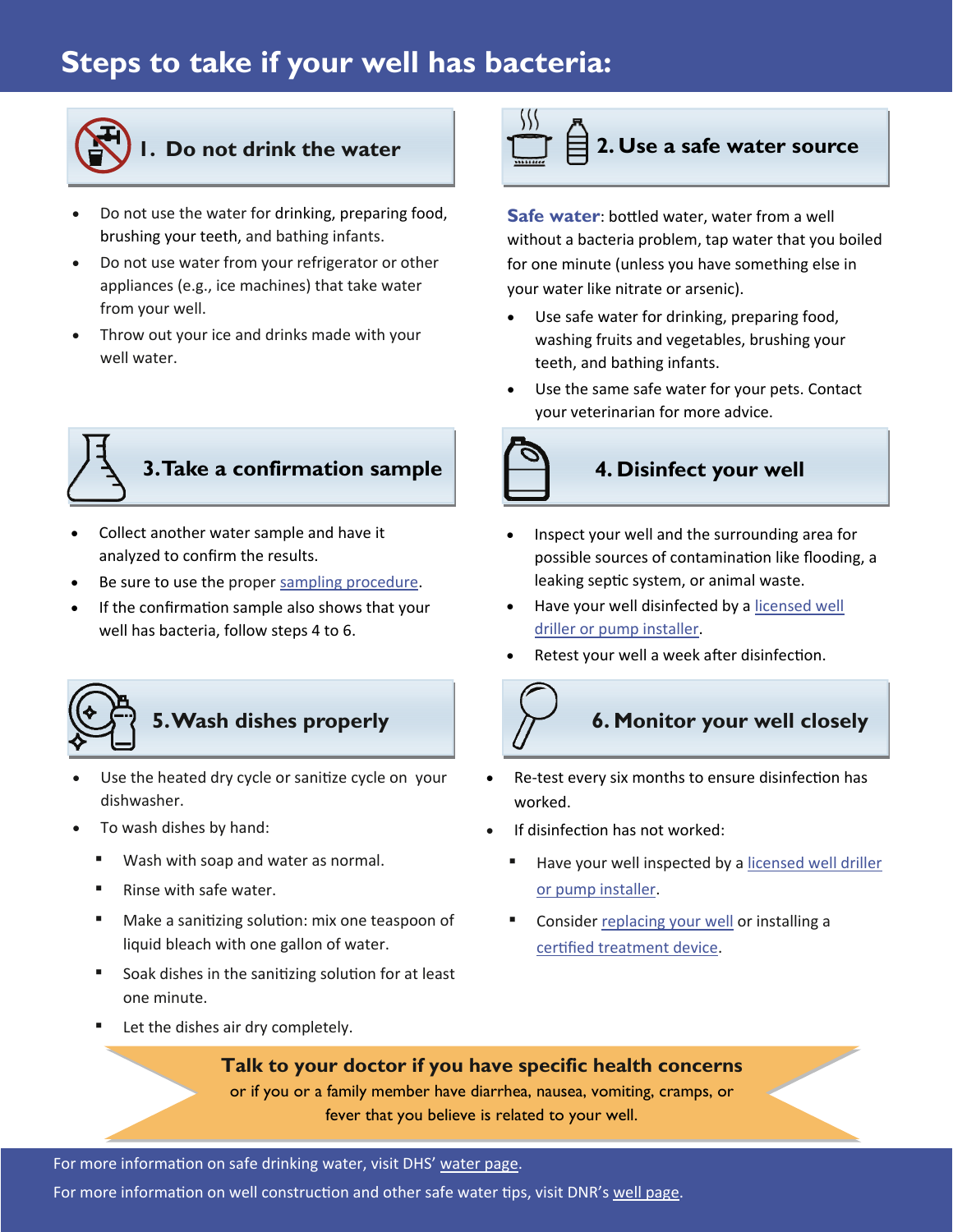# Steps to take if your well has bacteria:

## 1. Do not drink the water

- Do not use the water for drinking, preparing food, brushing your teeth, and bathing infants.
- Do not use water from your refrigerator or other appliances (e.g., ice machines) that take water from your well.
- Throw out your ice and drinks made with your well water.

## 2. Use a safe water source

**Safe water**: bottled water, water from a well without a bacteria problem, tap water that you boiled for one minute (unless you have something else in your water like nitrate or arsenic).

- Use safe water for drinking, preparing food, washing fruits and vegetables, brushing your teeth, and bathing infants.
- Use the same safe water for your pets. Contact your veterinarian for more advice.

## 3. Take a confirmation sample

- Collect another water sample and have it analyzed to confirm the results.
- Be sure to use the proper sampling procedure.
- If the confirmation sample also shows that your well has bacteria, follow steps 4 to 6.

## 4. Disinfect your well

- Inspect your well and the surrounding area for possible sources of contamination like flooding, a leaking septic system, or animal waste.
- Have your well disinfected by a licensed well driller or pump installer.
- Retest your well a week after disinfection.

## 5. Wash dishes properly

- Use the heated dry cycle or sanitize cycle on your dishwasher.
- To wash dishes by hand:
  - Wash with soap and water as normal.
  - Rinse with safe water.
  - Make a sanitizing solution: mix one teaspoon of liquid bleach with one gallon of water.
  - Soak dishes in the sanitizing solution for at least one minute.
  - Let the dishes air dry completely.

## 6. Monitor your well closely

- Re-test every six months to ensure disinfection has worked.
- If disinfection has not worked:
  - Have your well inspected by a licensed well driller or pump installer.
  - Consider replacing your well or installing a certified treatment device.

**Talk to your doctor if you have specific health concerns**
or if you or a family member have diarrhea, nausea, vomiting, cramps, or fever that you believe is related to your well.

For more information on safe drinking water, visit DHS' water page.

For more information on well construction and other safe water tips, visit DNR's well page.